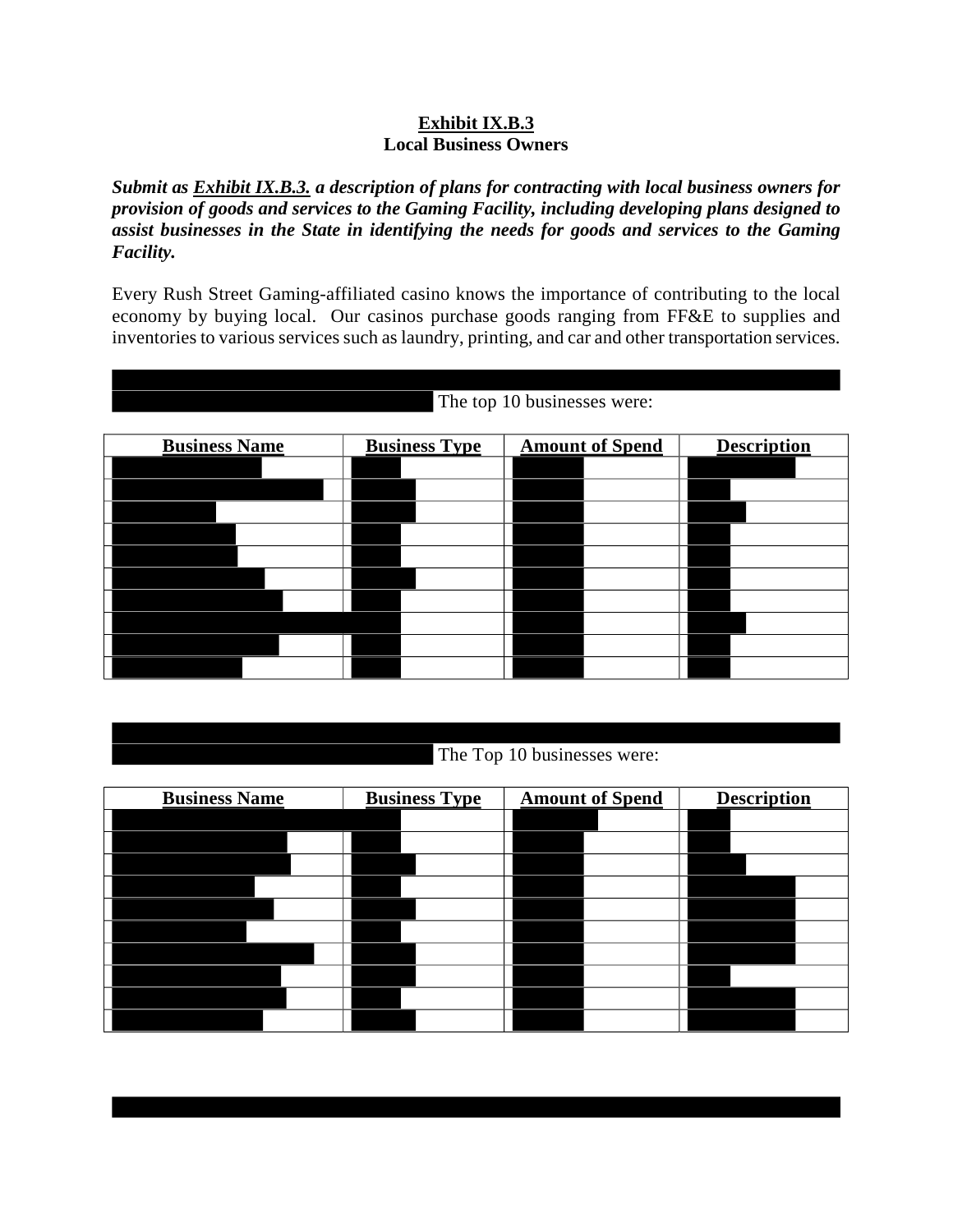**Exhibit IX.B.3**
**Local Business Owners**

***Submit as Exhibit IX.B.3. a description of plans for contracting with local business owners for provision of goods and services to the Gaming Facility, including developing plans designed to assist businesses in the State in identifying the needs for goods and services to the Gaming Facility.***

Every Rush Street Gaming-affiliated casino knows the importance of contributing to the local economy by buying local. Our casinos purchase goods ranging from FF&E to supplies and inventories to various services such as laundry, printing, and car and other transportation services.

The top 10 businesses were:

| Business Name | Business Type | Amount of Spend | Description |
|---|---|---|---|
| | | | |
| | | | |
| | | | |
| | | | |
| | | | |
| | | | |
| | | | |
| | | | |
| | | | |
| | | | |

The Top 10 businesses were:

| Business Name | Business Type | Amount of Spend | Description |
|---|---|---|---|
| | | | |
| | | | |
| | | | |
| | | | |
| | | | |
| | | | |
| | | | |
| | | | |
| | | | |
| | | | |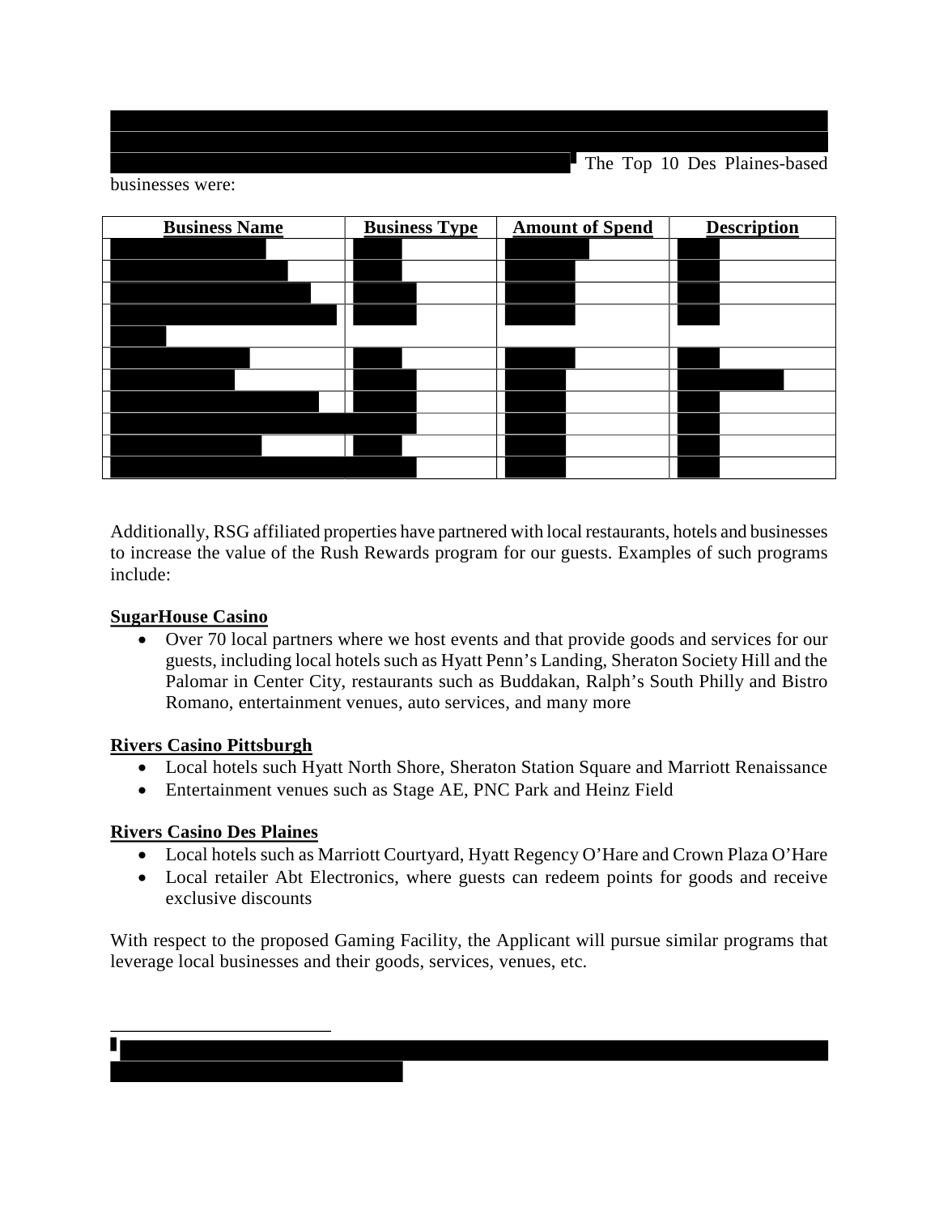The Top 10 Des Plaines-based businesses were:

| Business Name | Business Type | Amount of Spend | Description |
|---|---|---|---|
| | | | |
| | | | |
| | | | |
| | | | |
| | | | |
| | | | |
| | | | |
| | | | |
| | | | |
| | | | |

Additionally, RSG affiliated properties have partnered with local restaurants, hotels and businesses to increase the value of the Rush Rewards program for our guests. Examples of such programs include:

**SugarHouse Casino**

- Over 70 local partners where we host events and that provide goods and services for our guests, including local hotels such as Hyatt Penn's Landing, Sheraton Society Hill and the Palomar in Center City, restaurants such as Buddakan, Ralph's South Philly and Bistro Romano, entertainment venues, auto services, and many more

**Rivers Casino Pittsburgh**

- Local hotels such Hyatt North Shore, Sheraton Station Square and Marriott Renaissance
- Entertainment venues such as Stage AE, PNC Park and Heinz Field

**Rivers Casino Des Plaines**

- Local hotels such as Marriott Courtyard, Hyatt Regency O'Hare and Crown Plaza O'Hare
- Local retailer Abt Electronics, where guests can redeem points for goods and receive exclusive discounts

With respect to the proposed Gaming Facility, the Applicant will pursue similar programs that leverage local businesses and their goods, services, venues, etc.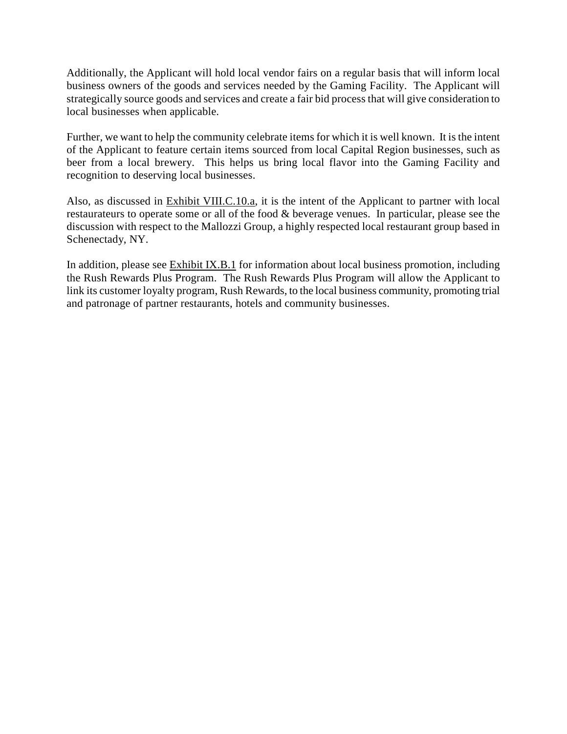Additionally, the Applicant will hold local vendor fairs on a regular basis that will inform local business owners of the goods and services needed by the Gaming Facility. The Applicant will strategically source goods and services and create a fair bid process that will give consideration to local businesses when applicable.

Further, we want to help the community celebrate items for which it is well known. It is the intent of the Applicant to feature certain items sourced from local Capital Region businesses, such as beer from a local brewery. This helps us bring local flavor into the Gaming Facility and recognition to deserving local businesses.

Also, as discussed in Exhibit VIII.C.10.a, it is the intent of the Applicant to partner with local restaurateurs to operate some or all of the food & beverage venues. In particular, please see the discussion with respect to the Mallozzi Group, a highly respected local restaurant group based in Schenectady, NY.

In addition, please see Exhibit IX.B.1 for information about local business promotion, including the Rush Rewards Plus Program. The Rush Rewards Plus Program will allow the Applicant to link its customer loyalty program, Rush Rewards, to the local business community, promoting trial and patronage of partner restaurants, hotels and community businesses.